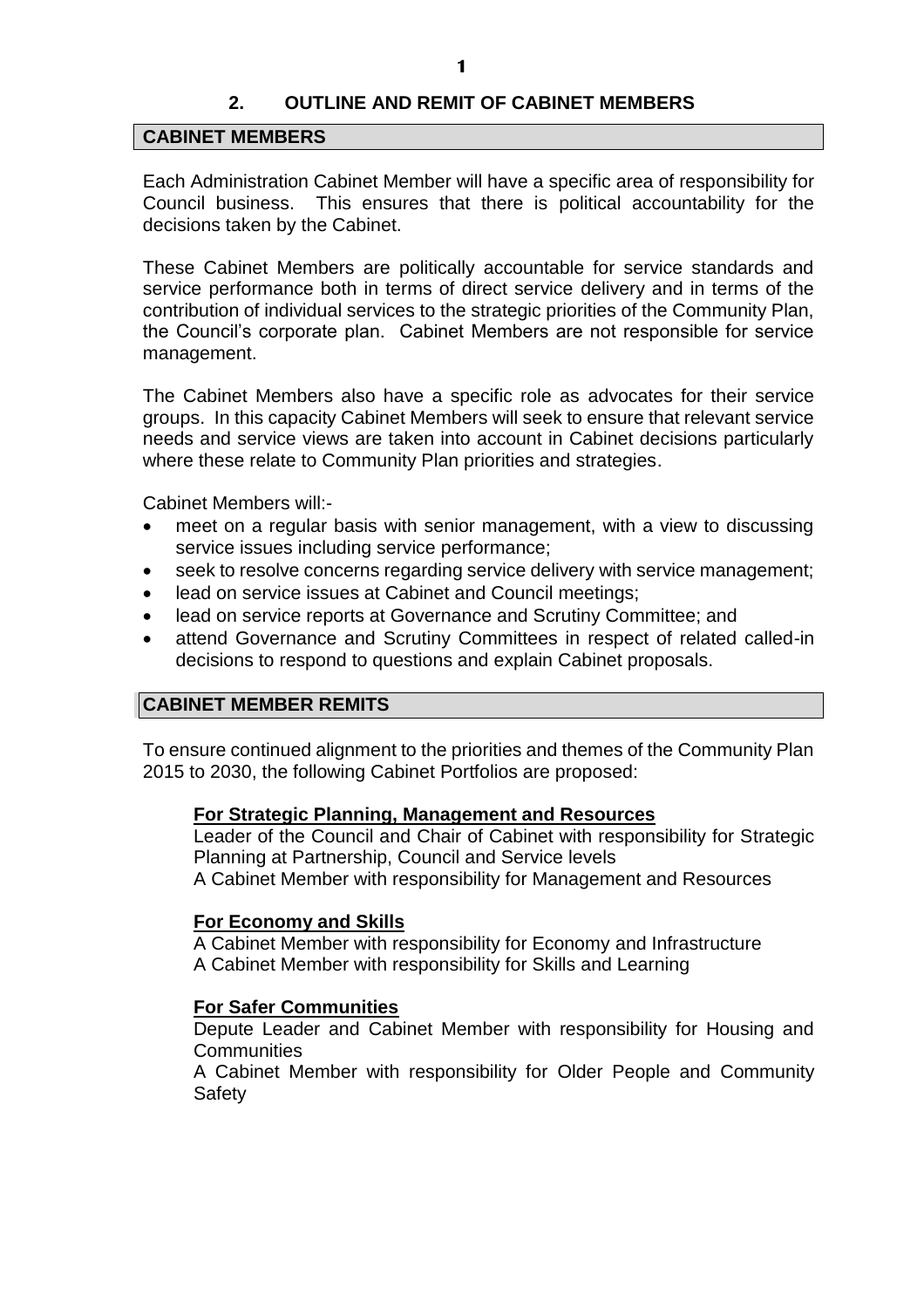## 2. OUTLINE AND REMIT OF CABINET MEMBERS

### CABINET MEMBERS

Each Administration Cabinet Member will have a specific area of responsibility for Council business. This ensures that there is political accountability for the decisions taken by the Cabinet.

These Cabinet Members are politically accountable for service standards and service performance both in terms of direct service delivery and in terms of the contribution of individual services to the strategic priorities of the Community Plan, the Council's corporate plan. Cabinet Members are not responsible for service management.

The Cabinet Members also have a specific role as advocates for their service groups. In this capacity Cabinet Members will seek to ensure that relevant service needs and service views are taken into account in Cabinet decisions particularly where these relate to Community Plan priorities and strategies.

Cabinet Members will:-

- meet on a regular basis with senior management, with a view to discussing service issues including service performance;
- seek to resolve concerns regarding service delivery with service management;
- lead on service issues at Cabinet and Council meetings;
- lead on service reports at Governance and Scrutiny Committee; and
- attend Governance and Scrutiny Committees in respect of related called-in decisions to respond to questions and explain Cabinet proposals.

### CABINET MEMBER REMITS

To ensure continued alignment to the priorities and themes of the Community Plan 2015 to 2030, the following Cabinet Portfolios are proposed:

**For Strategic Planning, Management and Resources**

Leader of the Council and Chair of Cabinet with responsibility for Strategic Planning at Partnership, Council and Service levels
A Cabinet Member with responsibility for Management and Resources

**For Economy and Skills**

A Cabinet Member with responsibility for Economy and Infrastructure
A Cabinet Member with responsibility for Skills and Learning

**For Safer Communities**

Depute Leader and Cabinet Member with responsibility for Housing and Communities
A Cabinet Member with responsibility for Older People and Community Safety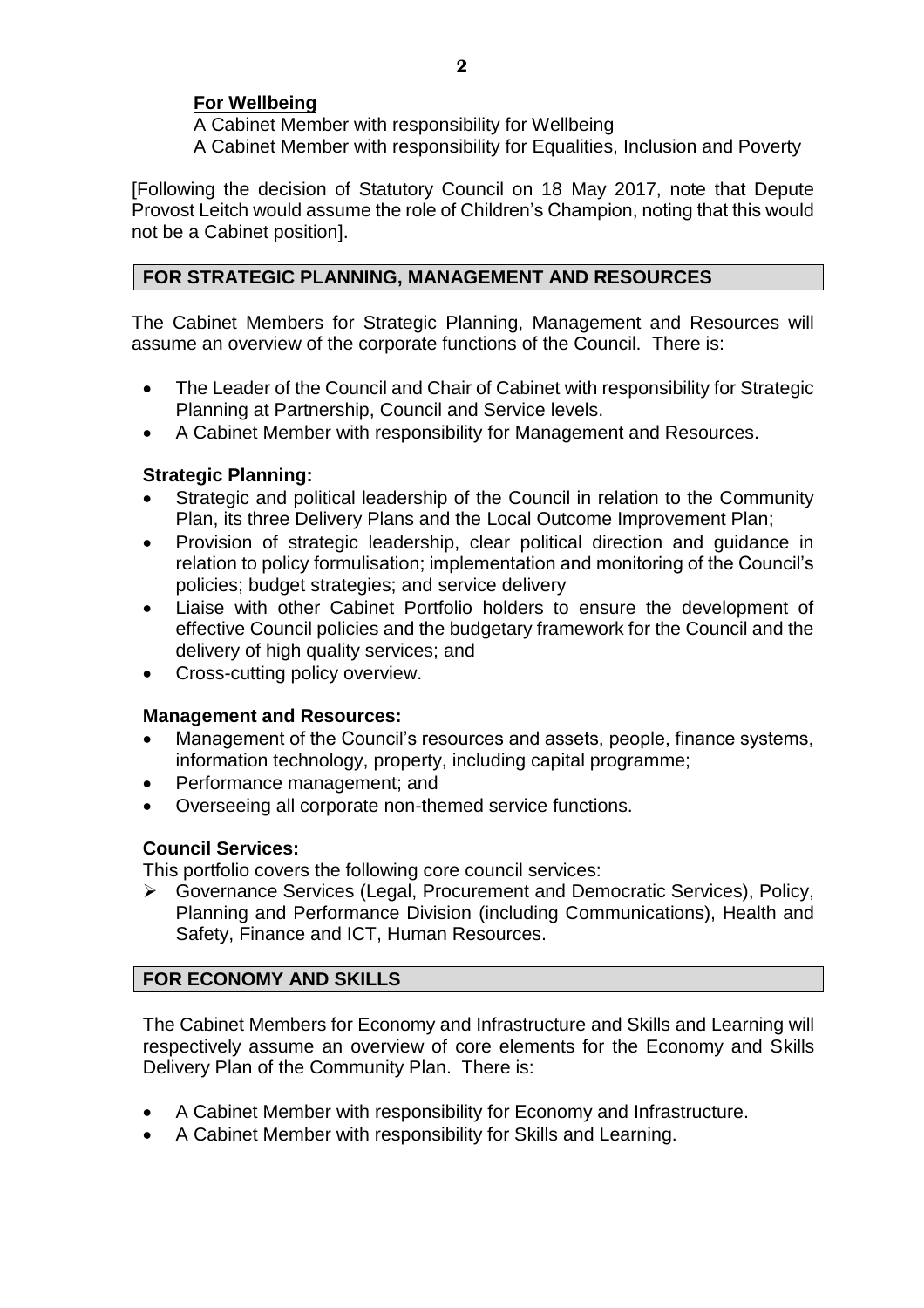**For Wellbeing**

A Cabinet Member with responsibility for Wellbeing
A Cabinet Member with responsibility for Equalities, Inclusion and Poverty

[Following the decision of Statutory Council on 18 May 2017, note that Depute Provost Leitch would assume the role of Children's Champion, noting that this would not be a Cabinet position].

## FOR STRATEGIC PLANNING, MANAGEMENT AND RESOURCES

The Cabinet Members for Strategic Planning, Management and Resources will assume an overview of the corporate functions of the Council. There is:

- The Leader of the Council and Chair of Cabinet with responsibility for Strategic Planning at Partnership, Council and Service levels.
- A Cabinet Member with responsibility for Management and Resources.

### Strategic Planning:

- Strategic and political leadership of the Council in relation to the Community Plan, its three Delivery Plans and the Local Outcome Improvement Plan;
- Provision of strategic leadership, clear political direction and guidance in relation to policy formulisation; implementation and monitoring of the Council's policies; budget strategies; and service delivery
- Liaise with other Cabinet Portfolio holders to ensure the development of effective Council policies and the budgetary framework for the Council and the delivery of high quality services; and
- Cross-cutting policy overview.

### Management and Resources:

- Management of the Council's resources and assets, people, finance systems, information technology, property, including capital programme;
- Performance management; and
- Overseeing all corporate non-themed service functions.

### Council Services:

This portfolio covers the following core council services:

- Governance Services (Legal, Procurement and Democratic Services), Policy, Planning and Performance Division (including Communications), Health and Safety, Finance and ICT, Human Resources.

## FOR ECONOMY AND SKILLS

The Cabinet Members for Economy and Infrastructure and Skills and Learning will respectively assume an overview of core elements for the Economy and Skills Delivery Plan of the Community Plan. There is:

- A Cabinet Member with responsibility for Economy and Infrastructure.
- A Cabinet Member with responsibility for Skills and Learning.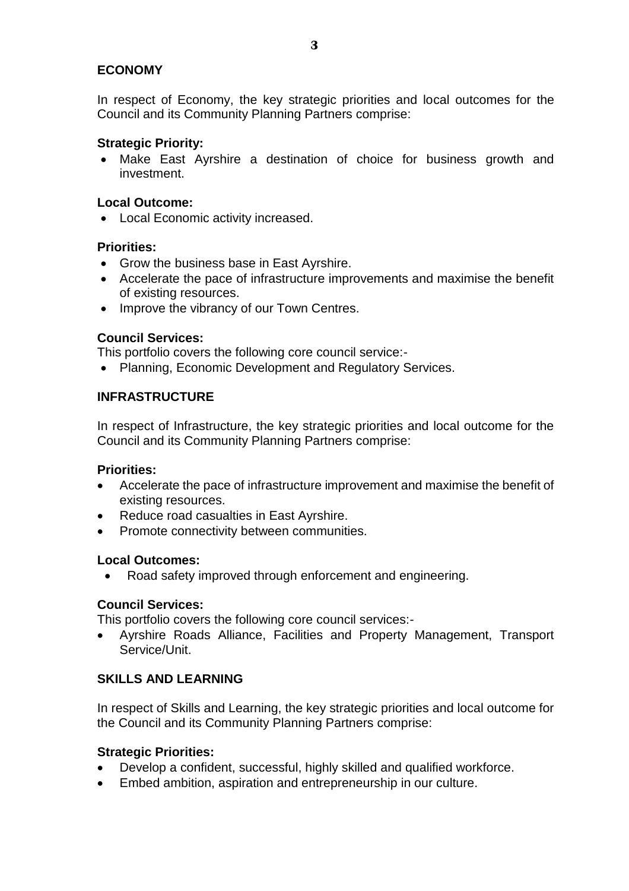## ECONOMY

In respect of Economy, the key strategic priorities and local outcomes for the Council and its Community Planning Partners comprise:

**Strategic Priority:**

- Make East Ayrshire a destination of choice for business growth and investment.

**Local Outcome:**

- Local Economic activity increased.

**Priorities:**

- Grow the business base in East Ayrshire.
- Accelerate the pace of infrastructure improvements and maximise the benefit of existing resources.
- Improve the vibrancy of our Town Centres.

**Council Services:**

This portfolio covers the following core council service:-

- Planning, Economic Development and Regulatory Services.

## INFRASTRUCTURE

In respect of Infrastructure, the key strategic priorities and local outcome for the Council and its Community Planning Partners comprise:

**Priorities:**

- Accelerate the pace of infrastructure improvement and maximise the benefit of existing resources.
- Reduce road casualties in East Ayrshire.
- Promote connectivity between communities.

**Local Outcomes:**

- Road safety improved through enforcement and engineering.

**Council Services:**

This portfolio covers the following core council services:-

- Ayrshire Roads Alliance, Facilities and Property Management, Transport Service/Unit.

## SKILLS AND LEARNING

In respect of Skills and Learning, the key strategic priorities and local outcome for the Council and its Community Planning Partners comprise:

**Strategic Priorities:**

- Develop a confident, successful, highly skilled and qualified workforce.
- Embed ambition, aspiration and entrepreneurship in our culture.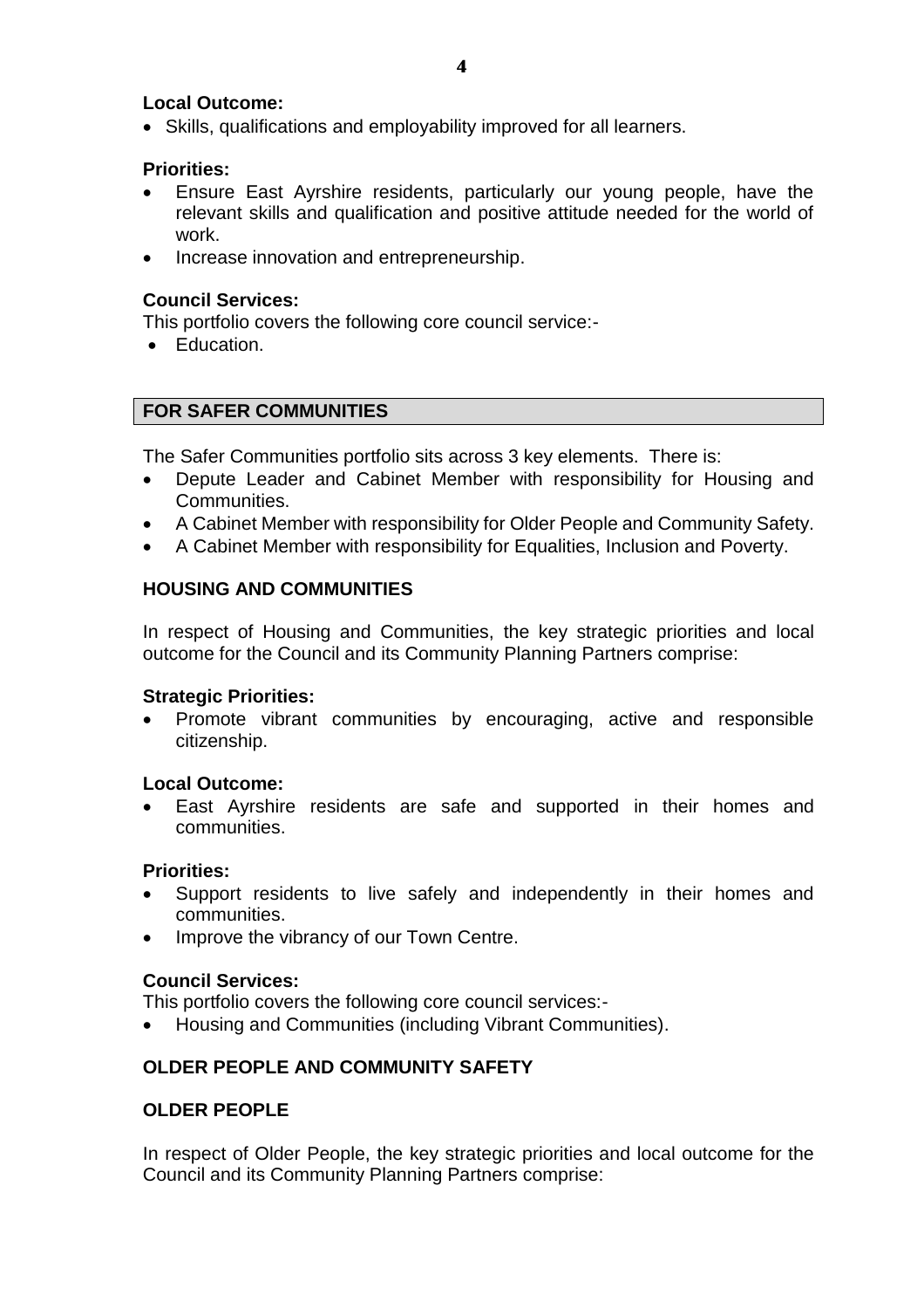**Local Outcome:**

- Skills, qualifications and employability improved for all learners.

**Priorities:**

- Ensure East Ayrshire residents, particularly our young people, have the relevant skills and qualification and positive attitude needed for the world of work.
- Increase innovation and entrepreneurship.

**Council Services:**

This portfolio covers the following core council service:-

- Education.

## FOR SAFER COMMUNITIES

The Safer Communities portfolio sits across 3 key elements. There is:

- Depute Leader and Cabinet Member with responsibility for Housing and Communities.
- A Cabinet Member with responsibility for Older People and Community Safety.
- A Cabinet Member with responsibility for Equalities, Inclusion and Poverty.

### HOUSING AND COMMUNITIES

In respect of Housing and Communities, the key strategic priorities and local outcome for the Council and its Community Planning Partners comprise:

**Strategic Priorities:**

- Promote vibrant communities by encouraging, active and responsible citizenship.

**Local Outcome:**

- East Ayrshire residents are safe and supported in their homes and communities.

**Priorities:**

- Support residents to live safely and independently in their homes and communities.
- Improve the vibrancy of our Town Centre.

**Council Services:**

This portfolio covers the following core council services:-

- Housing and Communities (including Vibrant Communities).

### OLDER PEOPLE AND COMMUNITY SAFETY

### OLDER PEOPLE

In respect of Older People, the key strategic priorities and local outcome for the Council and its Community Planning Partners comprise: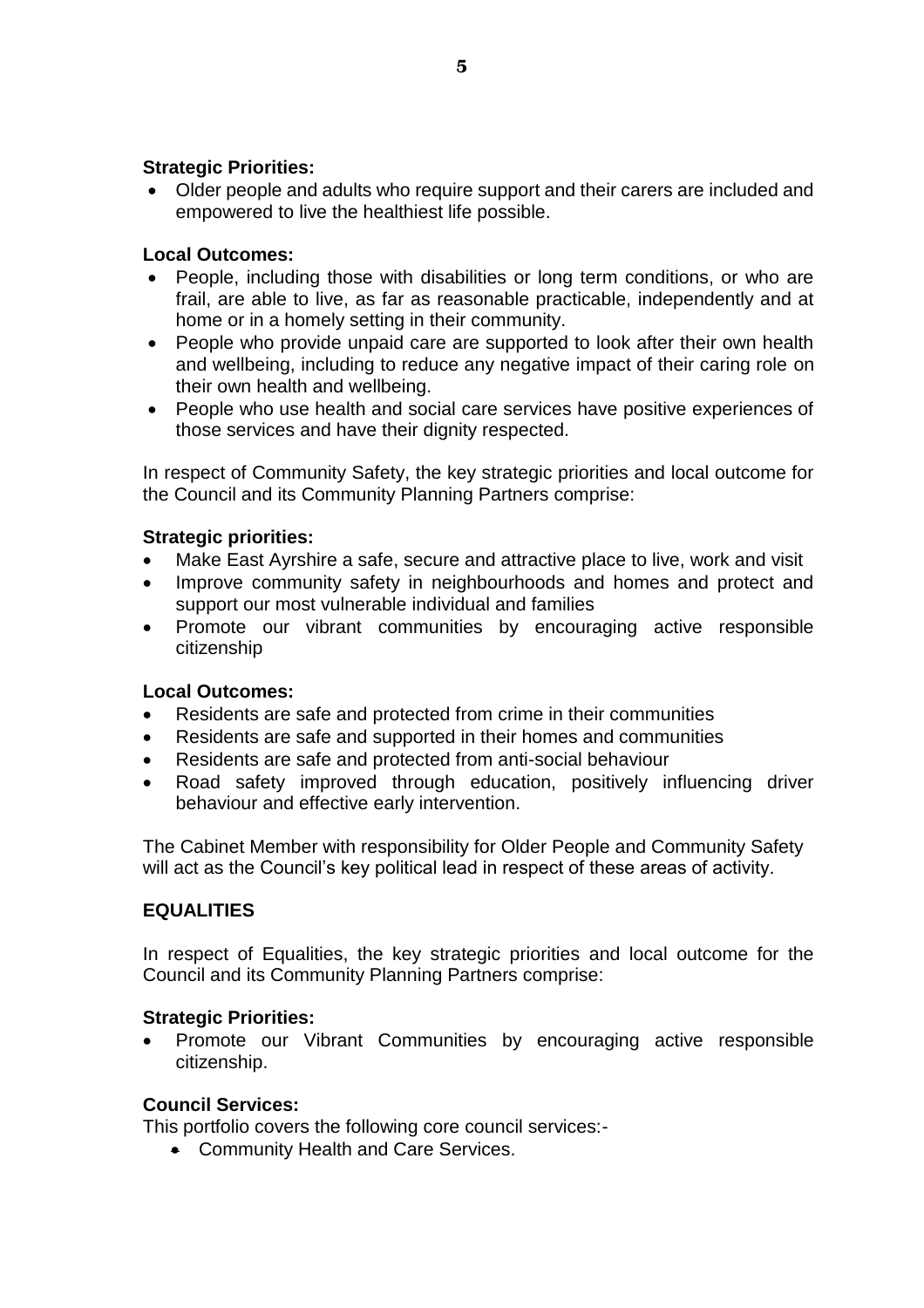**Strategic Priorities:**

- Older people and adults who require support and their carers are included and empowered to live the healthiest life possible.

**Local Outcomes:**

- People, including those with disabilities or long term conditions, or who are frail, are able to live, as far as reasonable practicable, independently and at home or in a homely setting in their community.
- People who provide unpaid care are supported to look after their own health and wellbeing, including to reduce any negative impact of their caring role on their own health and wellbeing.
- People who use health and social care services have positive experiences of those services and have their dignity respected.

In respect of Community Safety, the key strategic priorities and local outcome for the Council and its Community Planning Partners comprise:

**Strategic priorities:**

- Make East Ayrshire a safe, secure and attractive place to live, work and visit
- Improve community safety in neighbourhoods and homes and protect and support our most vulnerable individual and families
- Promote our vibrant communities by encouraging active responsible citizenship

**Local Outcomes:**

- Residents are safe and protected from crime in their communities
- Residents are safe and supported in their homes and communities
- Residents are safe and protected from anti-social behaviour
- Road safety improved through education, positively influencing driver behaviour and effective early intervention.

The Cabinet Member with responsibility for Older People and Community Safety will act as the Council's key political lead in respect of these areas of activity.

## EQUALITIES

In respect of Equalities, the key strategic priorities and local outcome for the Council and its Community Planning Partners comprise:

**Strategic Priorities:**

- Promote our Vibrant Communities by encouraging active responsible citizenship.

**Council Services:**

This portfolio covers the following core council services:-

- Community Health and Care Services.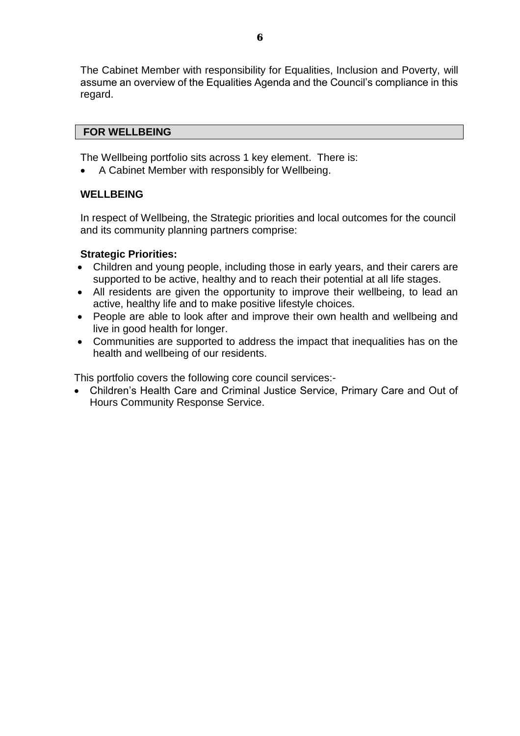The Cabinet Member with responsibility for Equalities, Inclusion and Poverty, will assume an overview of the Equalities Agenda and the Council's compliance in this regard.

## FOR WELLBEING

The Wellbeing portfolio sits across 1 key element. There is:

- A Cabinet Member with responsibly for Wellbeing.

### WELLBEING

In respect of Wellbeing, the Strategic priorities and local outcomes for the council and its community planning partners comprise:

**Strategic Priorities:**

- Children and young people, including those in early years, and their carers are supported to be active, healthy and to reach their potential at all life stages.
- All residents are given the opportunity to improve their wellbeing, to lead an active, healthy life and to make positive lifestyle choices.
- People are able to look after and improve their own health and wellbeing and live in good health for longer.
- Communities are supported to address the impact that inequalities has on the health and wellbeing of our residents.

This portfolio covers the following core council services:-

- Children's Health Care and Criminal Justice Service, Primary Care and Out of Hours Community Response Service.